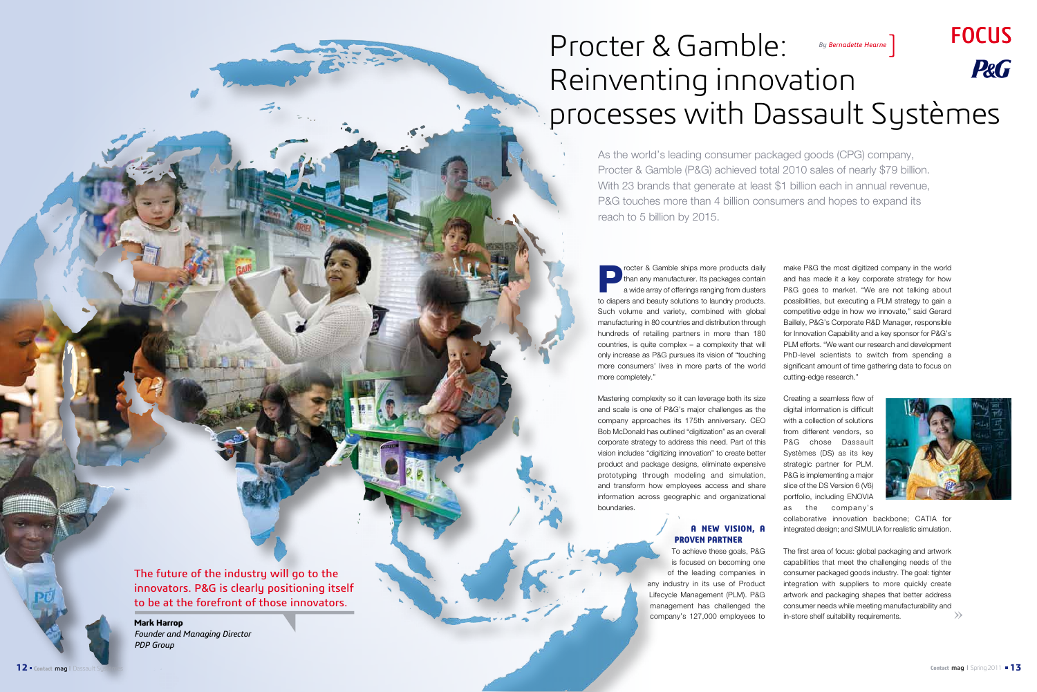FOCUS

P&G

# Procter & Gamble: Reinventing innovation processes with Dassault Systèmes

*By Bernadette Hearne*

As the world's leading consumer packaged goods (CPG) company, Procter & Gamble (P&G) achieved total 2010 sales of nearly $79 billion. With 23 brands that generate at least $1 billion each in annual revenue, P&G touches more than 4 billion consumers and hopes to expand its reach to 5 billion by 2015.

Procter & Gamble ships more products daily than any manufacturer. Its packages contain a wide array of offerings ranging from dusters to diapers and beauty solutions to laundry products. Such volume and variety, combined with global manufacturing in 80 countries and distribution through hundreds of retailing partners in more than 180 countries, is quite complex – a complexity that will only increase as P&G pursues its vision of "touching more consumers' lives in more parts of the world more completely."

Mastering complexity so it can leverage both its size and scale is one of P&G's major challenges as the company approaches its 175th anniversary. CEO Bob McDonald has outlined "digitization" as an overall corporate strategy to address this need. Part of this vision includes "digitizing innovation" to create better product and package designs, eliminate expensive prototyping through modeling and simulation, and transform how employees access and share information across geographic and organizational boundaries.

### A NEW VISION, A PROVEN PARTNER

To achieve these goals, P&G is focused on becoming one of the leading companies in any industry in its use of Product Lifecycle Management (PLM). P&G management has challenged the company's 127,000 employees to make P&G the most digitized company in the world and has made it a key corporate strategy for how P&G goes to market. "We are not talking about possibilities, but executing a PLM strategy to gain a competitive edge in how we innovate," said Gerard Baillely, P&G's Corporate R&D Manager, responsible for Innovation Capability and a key sponsor for P&G's PLM efforts. "We want our research and development PhD-level scientists to switch from spending a significant amount of time gathering data to focus on cutting-edge research."

Creating a seamless flow of digital information is difficult with a collection of solutions from different vendors, so P&G chose Dassault Systèmes (DS) as its key strategic partner for PLM. P&G is implementing a major slice of the DS Version 6 (V6) portfolio, including ENOVIA as the company's collaborative innovation backbone; CATIA for integrated design; and SIMULIA for realistic simulation.

The first area of focus: global packaging and artwork capabilities that meet the challenging needs of the consumer packaged goods industry. The goal: tighter integration with suppliers to more quickly create artwork and packaging shapes that better address consumer needs while meeting manufacturability and in-store shelf suitability requirements.

> The future of the industry will go to the innovators. P&G is clearly positioning itself to be at the forefront of those innovators.
>
> **Mark Harrop**
> *Founder and Managing Director*
> *PDP Group*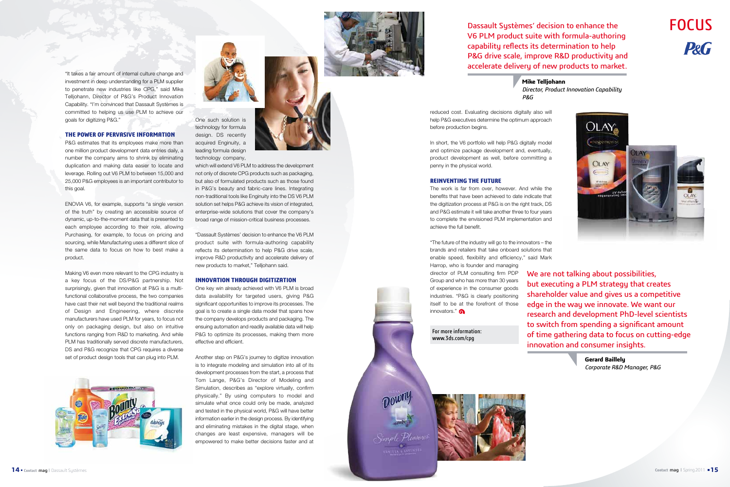"It takes a fair amount of internal culture change and investment in deep understanding for a PLM supplier to penetrate new industries like CPG," said Mike Telljohann, Director of P&G's Product Innovation Capability. "I'm convinced that Dassault Systèmes is committed to helping us use PLM to achieve our goals for digitizing P&G."

### THE POWER OF PERVASIVE INFORMATION

P&G estimates that its employees make more than one million product development data entries daily, a number the company aims to shrink by eliminating duplication and making data easier to locate and leverage. Rolling out V6 PLM to between 15,000 and 25,000 P&G employees is an important contributor to this goal.

ENOVIA V6, for example, supports "a single version of the truth" by creating an accessible source of dynamic, up-to-the-moment data that is presented to each employee according to their role, allowing Purchasing, for example, to focus on pricing and sourcing, while Manufacturing uses a different slice of the same data to focus on how to best make a product.

Making V6 even more relevant to the CPG industry is a key focus of the DS/P&G partnership. Not surprisingly, given that innovation at P&G is a multi-functional collaborative process, the two companies have cast their net well beyond the traditional realms of Design and Engineering, where discrete manufacturers have used PLM for years, to focus not only on packaging design, but also on intuitive functions ranging from R&D to marketing. And while PLM has traditionally served discrete manufacturers, DS and P&G recognize that CPG requires a diverse set of product design tools that can plug into PLM.

One such solution is technology for formula design. DS recently acquired Enginuity, a leading formula design technology company, which will extend V6 PLM to address the development not only of discrete CPG products such as packaging, but also of formulated products such as those found in P&G's beauty and fabric-care lines. Integrating non-traditional tools like Enginuity into the DS V6 PLM solution set helps P&G achieve its vision of integrated, enterprise-wide solutions that cover the company's broad range of mission-critical business processes.

"Dassault Systèmes' decision to enhance the V6 PLM product suite with formula-authoring capability reflects its determination to help P&G drive scale, improve R&D productivity and accelerate delivery of new products to market," Telljohann said.

### INNOVATION THROUGH DIGITIZATION

One key win already achieved with V6 PLM is broad data availability for targeted users, giving P&G significant opportunities to improve its processes. The goal is to create a single data model that spans how the company develops products and packaging. The ensuing automation and readily available data will help P&G to optimize its processes, making them more effective and efficient.

Another step on P&G's journey to digitize innovation is to integrate modeling and simulation into all of its development processes from the start, a process that Tom Lange, P&G's Director of Modeling and Simulation, describes as "explore virtually, confirm physically." By using computers to model and simulate what once could only be made, analyzed and tested in the physical world, P&G will have better information earlier in the design process. By identifying and eliminating mistakes in the digital stage, when changes are least expensive, managers will be empowered to make better decisions faster and at reduced cost. Evaluating decisions digitally also will help P&G executives determine the optimum approach before production begins.

In short, the V6 portfolio will help P&G digitally model and optimize package development and, eventually, product development as well, before committing a penny in the physical world.

### REINVENTING THE FUTURE

The work is far from over, however. And while the benefits that have been achieved to date indicate that the digitization process at P&G is on the right track, DS and P&G estimate it will take another three to four years to complete the envisioned PLM implementation and achieve the full benefit.

"The future of the industry will go to the innovators – the brands and retailers that take onboard solutions that enable speed, flexibility and efficiency," said Mark Harrop, who is founder and managing director of PLM consulting firm PDP Group and who has more than 30 years of experience in the consumer goods industries. "P&G is clearly positioning itself to be at the forefront of those innovators."

For more information:
www.3ds.com/cpg

Dassault Systèmes' decision to enhance the V6 PLM product suite with formula-authoring capability reflects its determination to help P&G drive scale, improve R&D productivity and accelerate delivery of new products to market.

**Mike Telljohann**
*Director, Product Innovation Capability P&G*

We are not talking about possibilities, but executing a PLM strategy that creates shareholder value and gives us a competitive edge in the way we innovate. We want our research and development PhD-level scientists to switch from spending a significant amount of time gathering data to focus on cutting-edge innovation and consumer insights.

**Gerard Bailiely**
*Corporate R&D Manager, P&G*